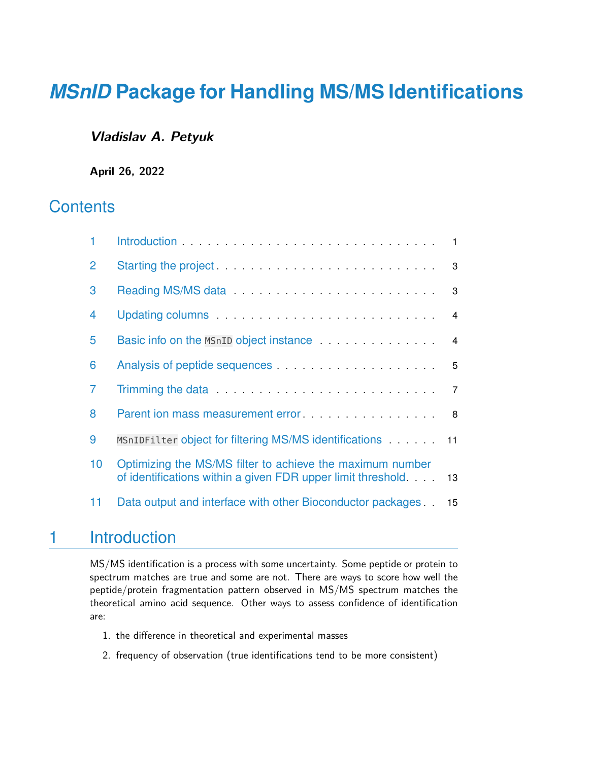# *MSnID* Package for Handling MS/MS Identifications

***Vladislav A. Petyuk***

**April 26, 2022**

## Contents

1. Introduction . . . 1
2. Starting the project . . . 3
3. Reading MS/MS data . . . 3
4. Updating columns . . . 4
5. Basic info on the `MSnID` object instance . . . 4
6. Analysis of peptide sequences . . . 5
7. Trimming the data . . . 7
8. Parent ion mass measurement error . . . 8
9. `MSnIDFilter` object for filtering MS/MS identifications . . . 11
10. Optimizing the MS/MS filter to achieve the maximum number of identifications within a given FDR upper limit threshold . . . 13
11. Data output and interface with other Bioconductor packages . . . 15

## 1 Introduction

MS/MS identification is a process with some uncertainty. Some peptide or protein to spectrum matches are true and some are not. There are ways to score how well the peptide/protein fragmentation pattern observed in MS/MS spectrum matches the theoretical amino acid sequence. Other ways to assess confidence of identification are:

1. the difference in theoretical and experimental masses
2. frequency of observation (true identifications tend to be more consistent)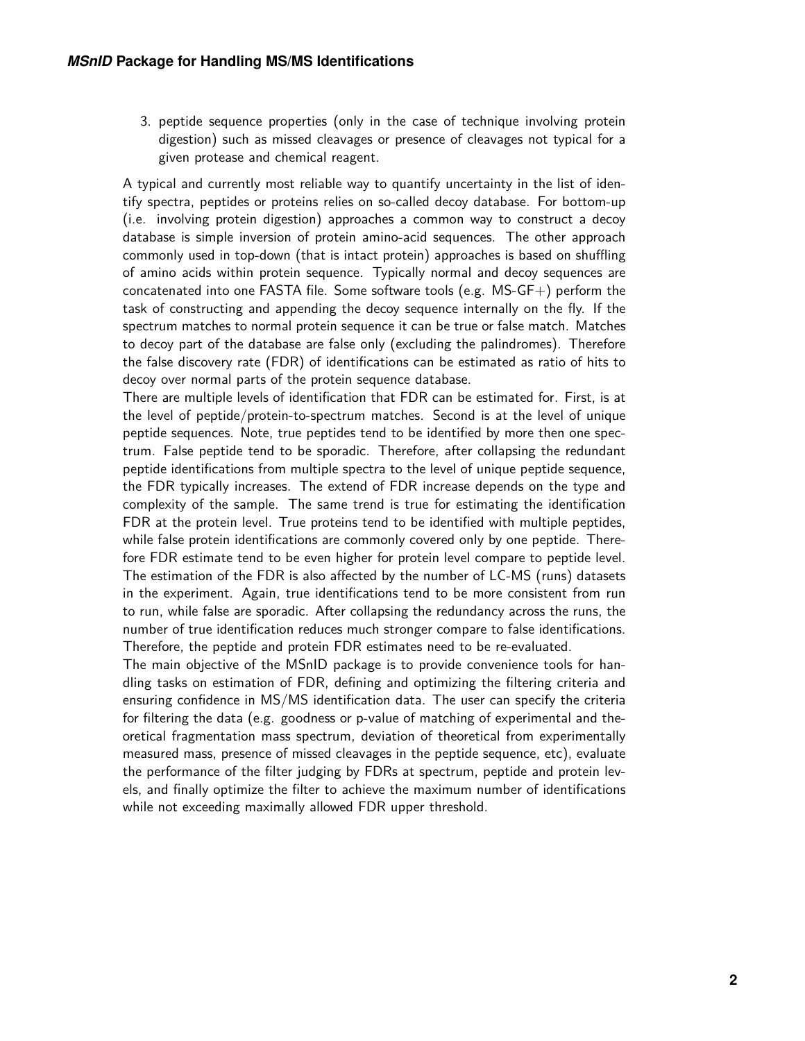3. peptide sequence properties (only in the case of technique involving protein digestion) such as missed cleavages or presence of cleavages not typical for a given protease and chemical reagent.

A typical and currently most reliable way to quantify uncertainty in the list of identify spectra, peptides or proteins relies on so-called decoy database. For bottom-up (i.e. involving protein digestion) approaches a common way to construct a decoy database is simple inversion of protein amino-acid sequences. The other approach commonly used in top-down (that is intact protein) approaches is based on shuffling of amino acids within protein sequence. Typically normal and decoy sequences are concatenated into one FASTA file. Some software tools (e.g. MS-GF+) perform the task of constructing and appending the decoy sequence internally on the fly. If the spectrum matches to normal protein sequence it can be true or false match. Matches to decoy part of the database are false only (excluding the palindromes). Therefore the false discovery rate (FDR) of identifications can be estimated as ratio of hits to decoy over normal parts of the protein sequence database.

There are multiple levels of identification that FDR can be estimated for. First, is at the level of peptide/protein-to-spectrum matches. Second is at the level of unique peptide sequences. Note, true peptides tend to be identified by more then one spectrum. False peptide tend to be sporadic. Therefore, after collapsing the redundant peptide identifications from multiple spectra to the level of unique peptide sequence, the FDR typically increases. The extend of FDR increase depends on the type and complexity of the sample. The same trend is true for estimating the identification FDR at the protein level. True proteins tend to be identified with multiple peptides, while false protein identifications are commonly covered only by one peptide. Therefore FDR estimate tend to be even higher for protein level compare to peptide level. The estimation of the FDR is also affected by the number of LC-MS (runs) datasets in the experiment. Again, true identifications tend to be more consistent from run to run, while false are sporadic. After collapsing the redundancy across the runs, the number of true identification reduces much stronger compare to false identifications. Therefore, the peptide and protein FDR estimates need to be re-evaluated.

The main objective of the MSnID package is to provide convenience tools for handling tasks on estimation of FDR, defining and optimizing the filtering criteria and ensuring confidence in MS/MS identification data. The user can specify the criteria for filtering the data (e.g. goodness or p-value of matching of experimental and theoretical fragmentation mass spectrum, deviation of theoretical from experimentally measured mass, presence of missed cleavages in the peptide sequence, etc), evaluate the performance of the filter judging by FDRs at spectrum, peptide and protein levels, and finally optimize the filter to achieve the maximum number of identifications while not exceeding maximally allowed FDR upper threshold.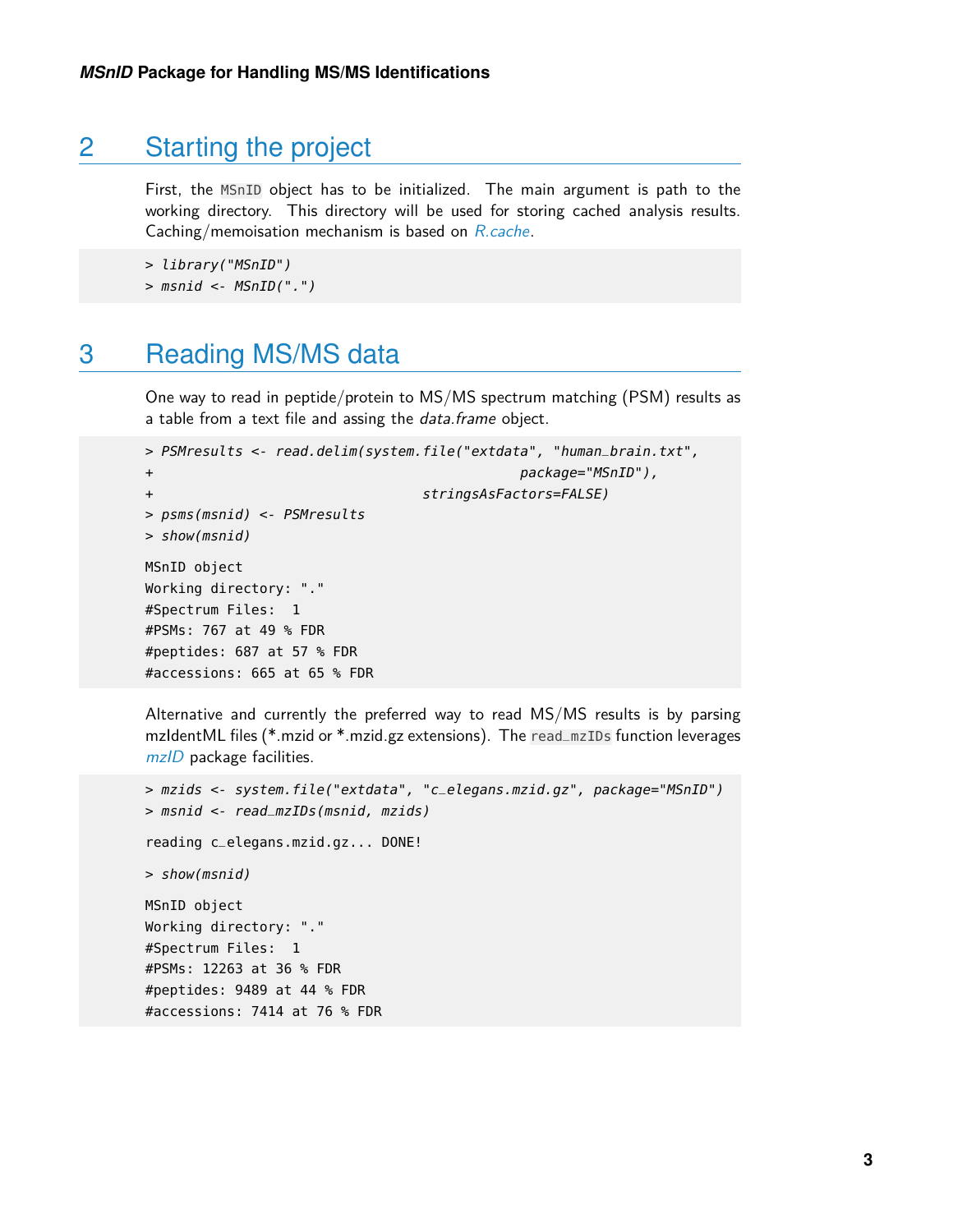## 2 Starting the project

First, the `MSnID` object has to be initialized. The main argument is path to the working directory. This directory will be used for storing cached analysis results. Caching/memoisation mechanism is based on *R.cache*.

```
> library("MSnID")
> msnid <- MSnID(".")
```

## 3 Reading MS/MS data

One way to read in peptide/protein to MS/MS spectrum matching (PSM) results as a table from a text file and assing the *data.frame* object.

```
> PSMresults <- read.delim(system.file("extdata", "human_brain.txt",
+                                      package="MSnID"),
+                          stringsAsFactors=FALSE)
> psms(msnid) <- PSMresults
> show(msnid)

MSnID object
Working directory: "."
#Spectrum Files:  1
#PSMs: 767 at 49 % FDR
#peptides: 687 at 57 % FDR
#accessions: 665 at 65 % FDR
```

Alternative and currently the preferred way to read MS/MS results is by parsing mzIdentML files (*.mzid or *.mzid.gz extensions). The `read_mzIDs` function leverages *mzID* package facilities.

```
> mzids <- system.file("extdata", "c_elegans.mzid.gz", package="MSnID")
> msnid <- read_mzIDs(msnid, mzids)

reading c_elegans.mzid.gz... DONE!

> show(msnid)

MSnID object
Working directory: "."
#Spectrum Files:  1
#PSMs: 12263 at 36 % FDR
#peptides: 9489 at 44 % FDR
#accessions: 7414 at 76 % FDR
```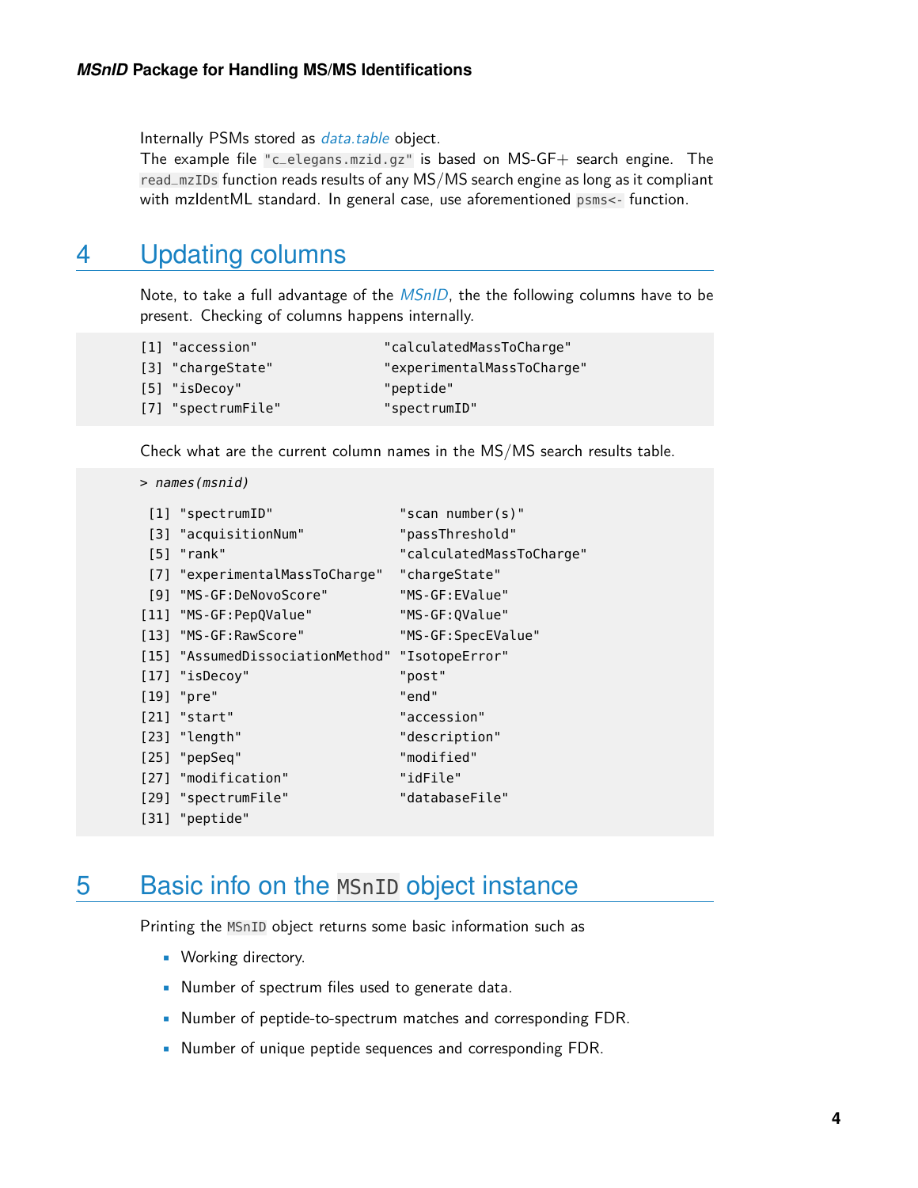Internally PSMs stored as *data.table* object.
The example file `"c_elegans.mzid.gz"` is based on MS-GF+ search engine. The `read_mzIDs` function reads results of any MS/MS search engine as long as it compliant with mzIdentML standard. In general case, use aforementioned `psms<-` function.

# 4 Updating columns

Note, to take a full advantage of the *MSnID*, the the following columns have to be present. Checking of columns happens internally.

```
[1] "accession"                "calculatedMassToCharge"
[3] "chargeState"              "experimentalMassToCharge"
[5] "isDecoy"                  "peptide"
[7] "spectrumFile"             "spectrumID"
```

Check what are the current column names in the MS/MS search results table.

```
> names(msnid)
```

```
 [1] "spectrumID"                "scan number(s)"
 [3] "acquisitionNum"            "passThreshold"
 [5] "rank"                      "calculatedMassToCharge"
 [7] "experimentalMassToCharge"  "chargeState"
 [9] "MS-GF:DeNovoScore"         "MS-GF:EValue"
[11] "MS-GF:PepQValue"           "MS-GF:QValue"
[13] "MS-GF:RawScore"            "MS-GF:SpecEValue"
[15] "AssumedDissociationMethod" "IsotopeError"
[17] "isDecoy"                   "post"
[19] "pre"                       "end"
[21] "start"                     "accession"
[23] "length"                    "description"
[25] "pepSeq"                    "modified"
[27] "modification"              "idFile"
[29] "spectrumFile"              "databaseFile"
[31] "peptide"
```

# 5 Basic info on the `MSnID` object instance

Printing the `MSnID` object returns some basic information such as

- Working directory.
- Number of spectrum files used to generate data.
- Number of peptide-to-spectrum matches and corresponding FDR.
- Number of unique peptide sequences and corresponding FDR.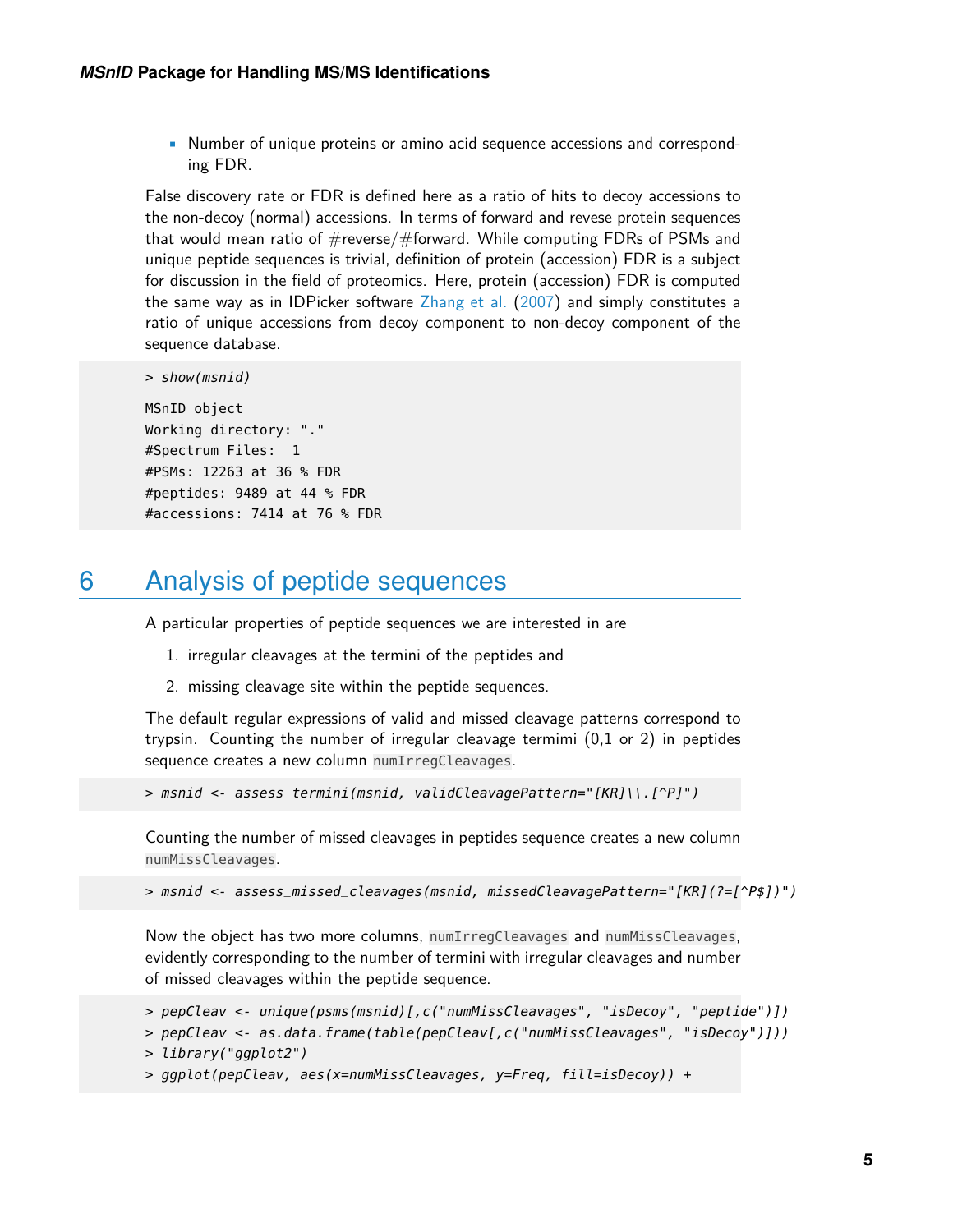- Number of unique proteins or amino acid sequence accessions and corresponding FDR.

False discovery rate or FDR is defined here as a ratio of hits to decoy accessions to the non-decoy (normal) accessions. In terms of forward and revese protein sequences that would mean ratio of #reverse/#forward. While computing FDRs of PSMs and unique peptide sequences is trivial, definition of protein (accession) FDR is a subject for discussion in the field of proteomics. Here, protein (accession) FDR is computed the same way as in IDPicker software Zhang et al. (2007) and simply constitutes a ratio of unique accessions from decoy component to non-decoy component of the sequence database.

```
> show(msnid)

MSnID object
Working directory: "."
#Spectrum Files:  1
#PSMs: 12263 at 36 % FDR
#peptides: 9489 at 44 % FDR
#accessions: 7414 at 76 % FDR
```

# 6 Analysis of peptide sequences

A particular properties of peptide sequences we are interested in are

1. irregular cleavages at the termini of the peptides and
2. missing cleavage site within the peptide sequences.

The default regular expressions of valid and missed cleavage patterns correspond to trypsin. Counting the number of irregular cleavage termimi (0,1 or 2) in peptides sequence creates a new column `numIrregCleavages`.

```
> msnid <- assess_termini(msnid, validCleavagePattern="[KR]\\.[^P]")
```

Counting the number of missed cleavages in peptides sequence creates a new column `numMissCleavages`.

```
> msnid <- assess_missed_cleavages(msnid, missedCleavagePattern="[KR](?=[^P$])")
```

Now the object has two more columns, `numIrregCleavages` and `numMissCleavages`, evidently corresponding to the number of termini with irregular cleavages and number of missed cleavages within the peptide sequence.

```
> pepCleav <- unique(psms(msnid)[,c("numMissCleavages", "isDecoy", "peptide")])
> pepCleav <- as.data.frame(table(pepCleav[,c("numMissCleavages", "isDecoy")]))
> library("ggplot2")
> ggplot(pepCleav, aes(x=numMissCleavages, y=Freq, fill=isDecoy)) +
```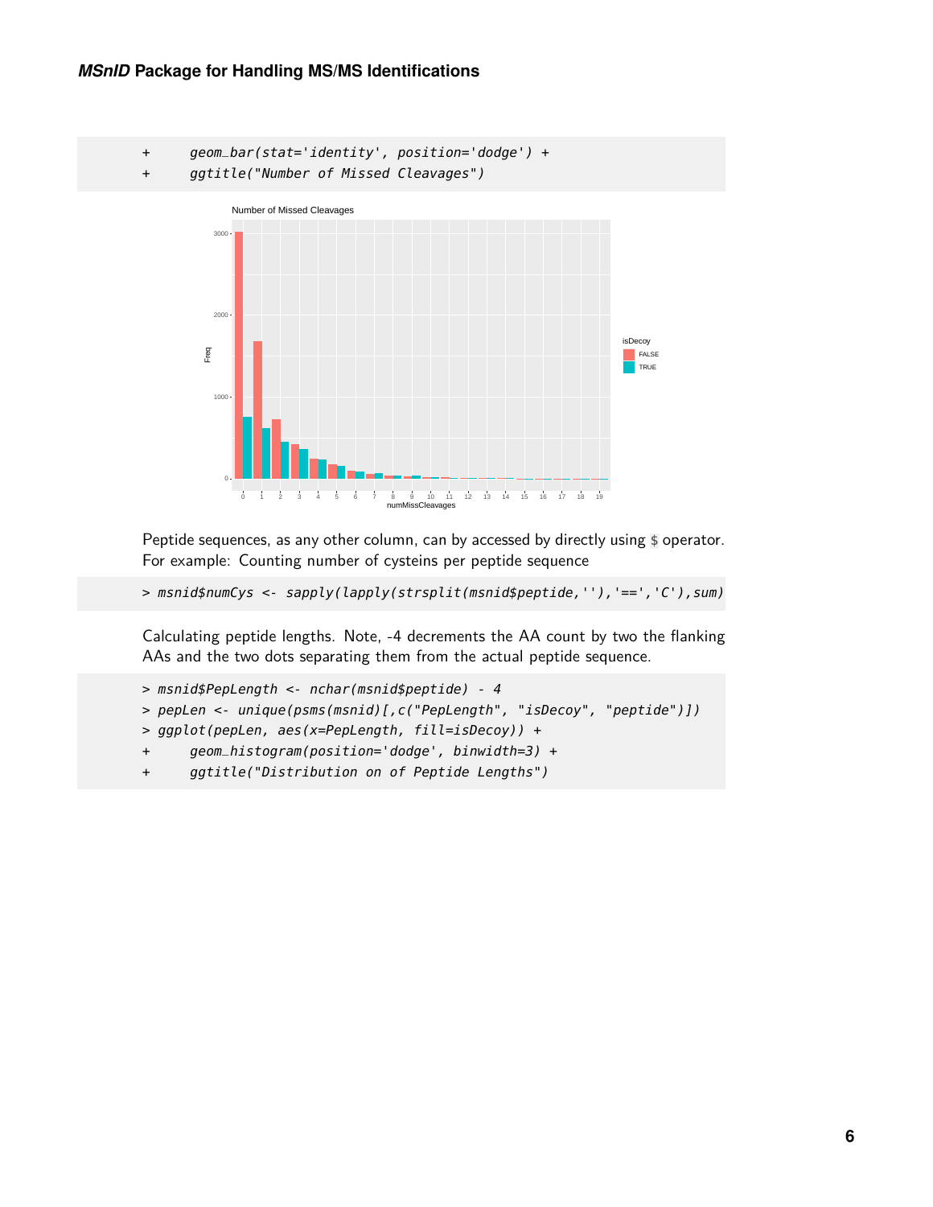```
+     geom_bar(stat='identity', position='dodge') +
+     ggtitle("Number of Missed Cleavages")
```

Peptide sequences, as any other column, can by accessed by directly using $ operator. For example: Counting number of cysteins per peptide sequence

```
> msnid$numCys <- sapply(lapply(strsplit(msnid$peptide,''),'==','C'),sum)
```

Calculating peptide lengths. Note, -4 decrements the AA count by two the flanking AAs and the two dots separating them from the actual peptide sequence.

```
> msnid$PepLength <- nchar(msnid$peptide) - 4
> pepLen <- unique(psms(msnid)[,c("PepLength", "isDecoy", "peptide")])
> ggplot(pepLen, aes(x=PepLength, fill=isDecoy)) +
+     geom_histogram(position='dodge', binwidth=3) +
+     ggtitle("Distribution on of Peptide Lengths")
```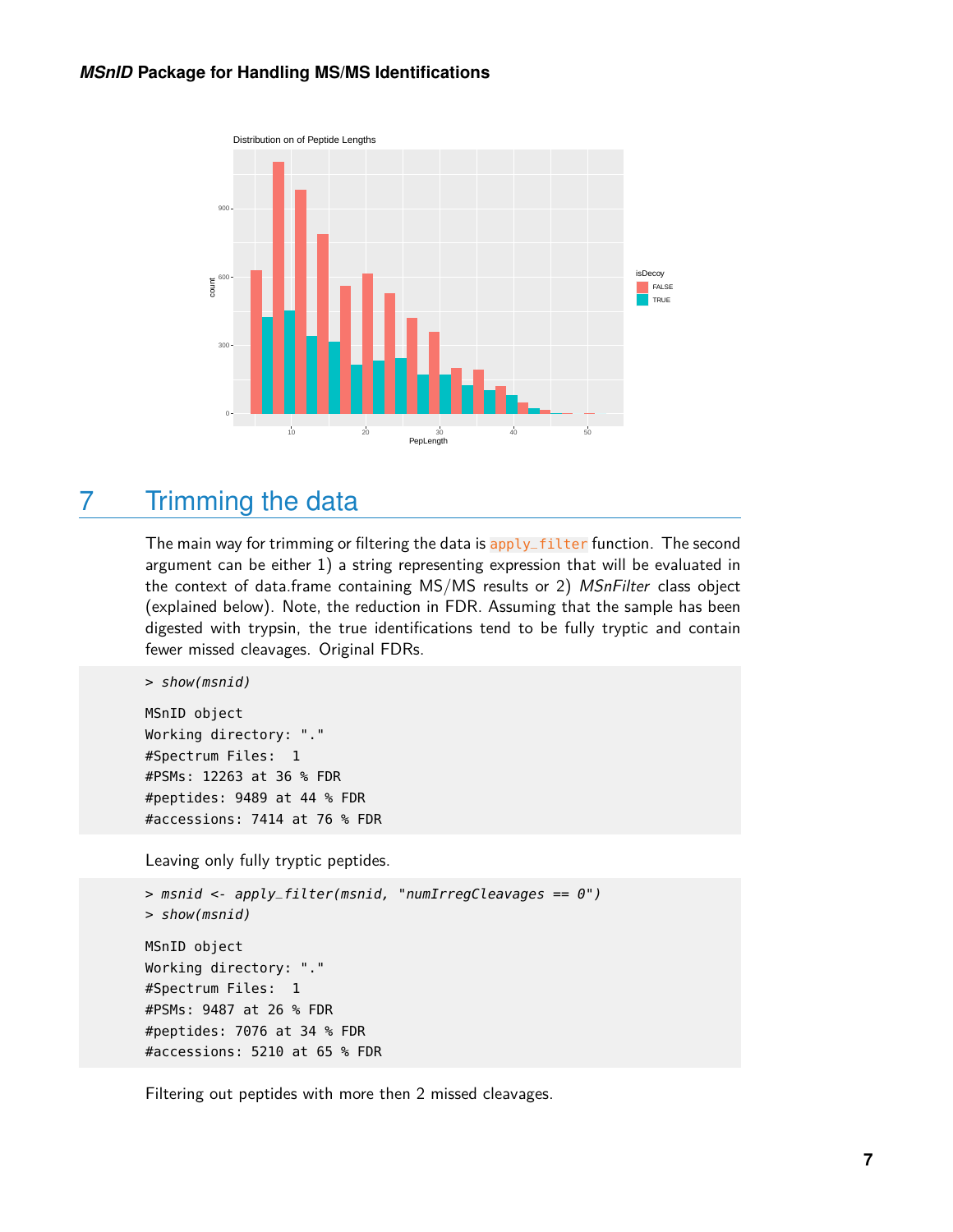## 7 Trimming the data

The main way for trimming or filtering the data is `apply_filter` function. The second argument can be either 1) a string representing expression that will be evaluated in the context of data.frame containing MS/MS results or 2) *MSnFilter* class object (explained below). Note, the reduction in FDR. Assuming that the sample has been digested with trypsin, the true identifications tend to be fully tryptic and contain fewer missed cleavages. Original FDRs.

```
> show(msnid)

MSnID object
Working directory: "."
#Spectrum Files:  1
#PSMs: 12263 at 36 % FDR
#peptides: 9489 at 44 % FDR
#accessions: 7414 at 76 % FDR
```

Leaving only fully tryptic peptides.

```
> msnid <- apply_filter(msnid, "numIrregCleavages == 0")
> show(msnid)

MSnID object
Working directory: "."
#Spectrum Files:  1
#PSMs: 9487 at 26 % FDR
#peptides: 7076 at 34 % FDR
#accessions: 5210 at 65 % FDR
```

Filtering out peptides with more then 2 missed cleavages.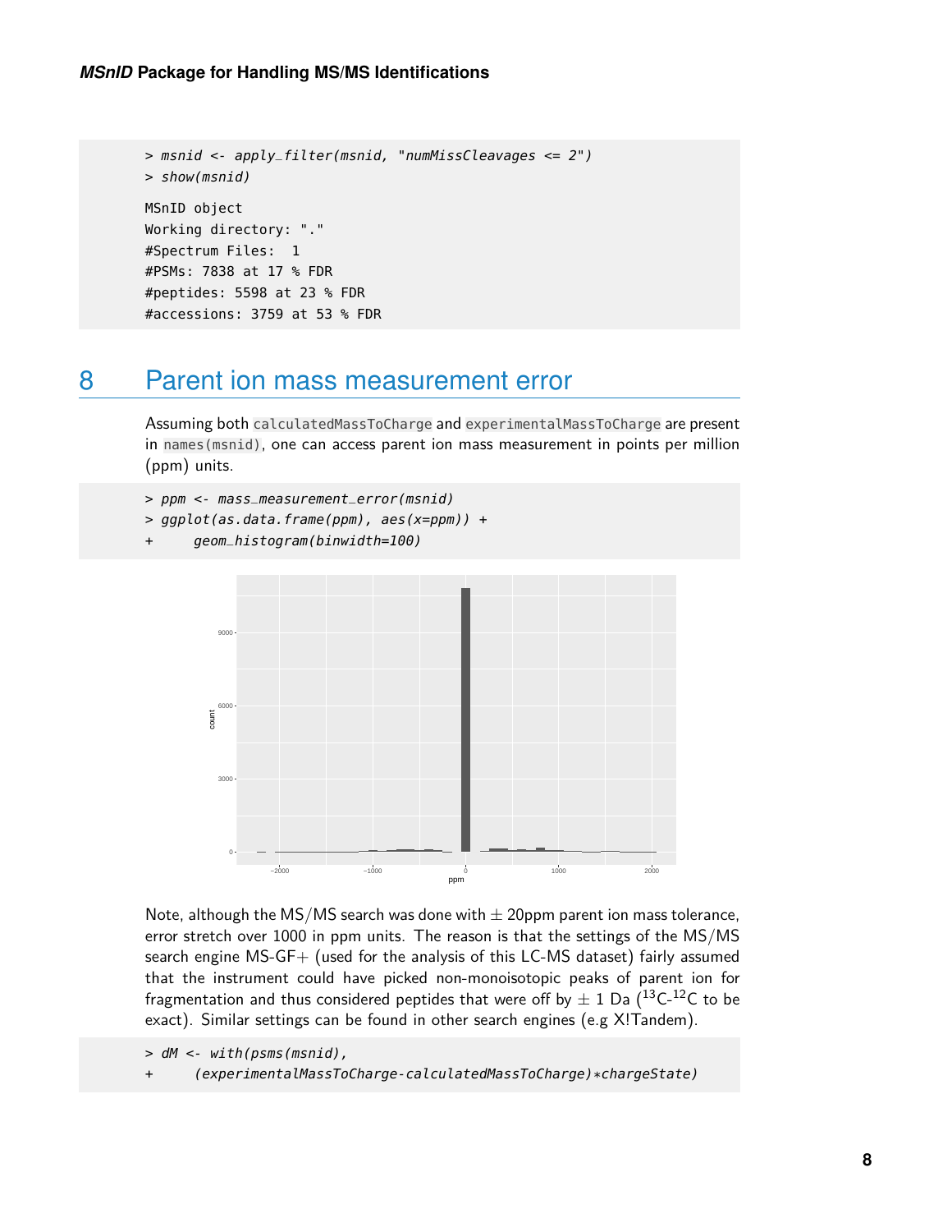```
> msnid <- apply_filter(msnid, "numMissCleavages <= 2")
> show(msnid)
```

```
MSnID object
Working directory: "."
#Spectrum Files:  1
#PSMs: 7838 at 17 % FDR
#peptides: 5598 at 23 % FDR
#accessions: 3759 at 53 % FDR
```

# 8 Parent ion mass measurement error

Assuming both `calculatedMassToCharge` and `experimentalMassToCharge` are present in `names(msnid)`, one can access parent ion mass measurement in points per million (ppm) units.

```
> ppm <- mass_measurement_error(msnid)
> ggplot(as.data.frame(ppm), aes(x=ppm)) +
+     geom_histogram(binwidth=100)
```

Note, although the MS/MS search was done with $\pm$ 20ppm parent ion mass tolerance, error stretch over 1000 in ppm units. The reason is that the settings of the MS/MS search engine MS-GF+ (used for the analysis of this LC-MS dataset) fairly assumed that the instrument could have picked non-monoisotopic peaks of parent ion for fragmentation and thus considered peptides that were off by $\pm$ 1 Da ($^{13}C$-$^{12}C$ to be exact). Similar settings can be found in other search engines (e.g X!Tandem).

```
> dM <- with(psms(msnid),
+     (experimentalMassToCharge-calculatedMassToCharge)*chargeState)
```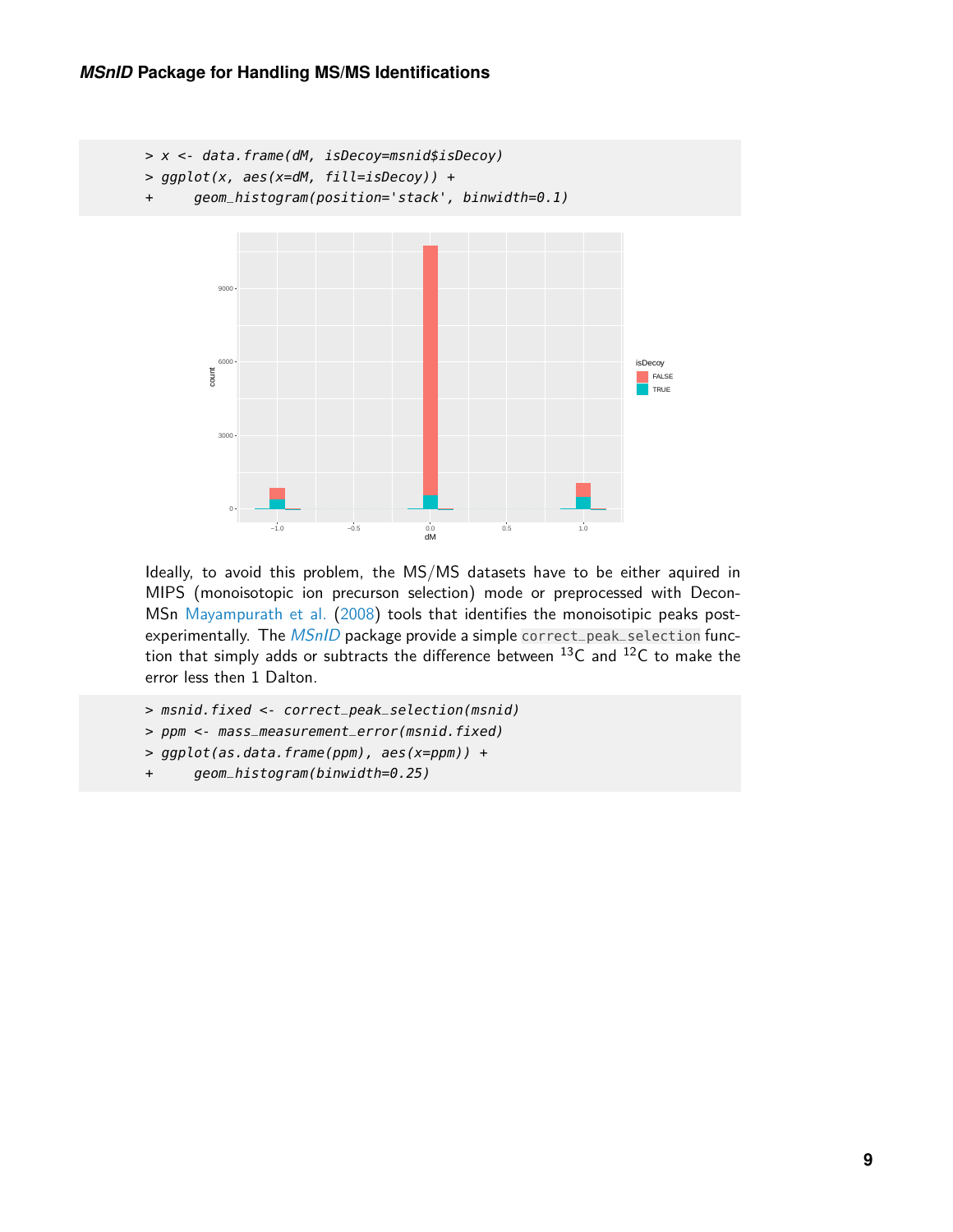```
> x <- data.frame(dM, isDecoy=msnid$isDecoy)
> ggplot(x, aes(x=dM, fill=isDecoy)) +
+     geom_histogram(position='stack', binwidth=0.1)
```

Ideally, to avoid this problem, the MS/MS datasets have to be either aquired in MIPS (monoisotopic ion precurson selection) mode or preprocessed with DeconMSn Mayampurath et al. (2008) tools that identifies the monoisotipic peaks post-experimentally. The *MSnID* package provide a simple `correct_peak_selection` function that simply adds or subtracts the difference between $^{13}$C and $^{12}$C to make the error less then 1 Dalton.

```
> msnid.fixed <- correct_peak_selection(msnid)
> ppm <- mass_measurement_error(msnid.fixed)
> ggplot(as.data.frame(ppm), aes(x=ppm)) +
+     geom_histogram(binwidth=0.25)
```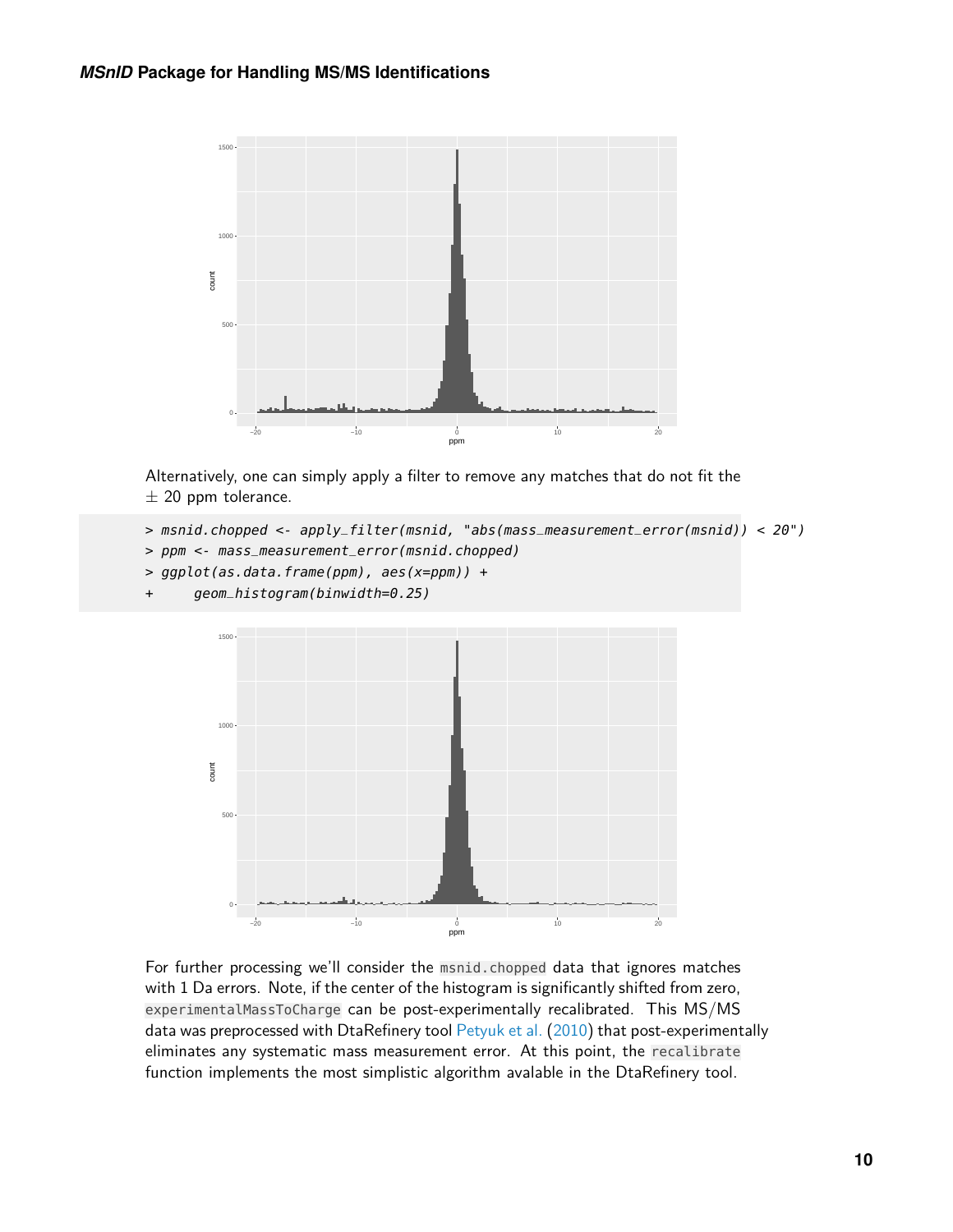Alternatively, one can simply apply a filter to remove any matches that do not fit the $\pm$ 20 ppm tolerance.

```
> msnid.chopped <- apply_filter(msnid, "abs(mass_measurement_error(msnid)) < 20")
> ppm <- mass_measurement_error(msnid.chopped)
> ggplot(as.data.frame(ppm), aes(x=ppm)) +
+     geom_histogram(binwidth=0.25)
```

For further processing we'll consider the `msnid.chopped` data that ignores matches with 1 Da errors. Note, if the center of the histogram is significantly shifted from zero, `experimentalMassToCharge` can be post-experimentally recalibrated. This MS/MS data was preprocessed with DtaRefinery tool Petyuk et al. (2010) that post-experimentally eliminates any systematic mass measurement error. At this point, the `recalibrate` function implements the most simplistic algorithm avalable in the DtaRefinery tool.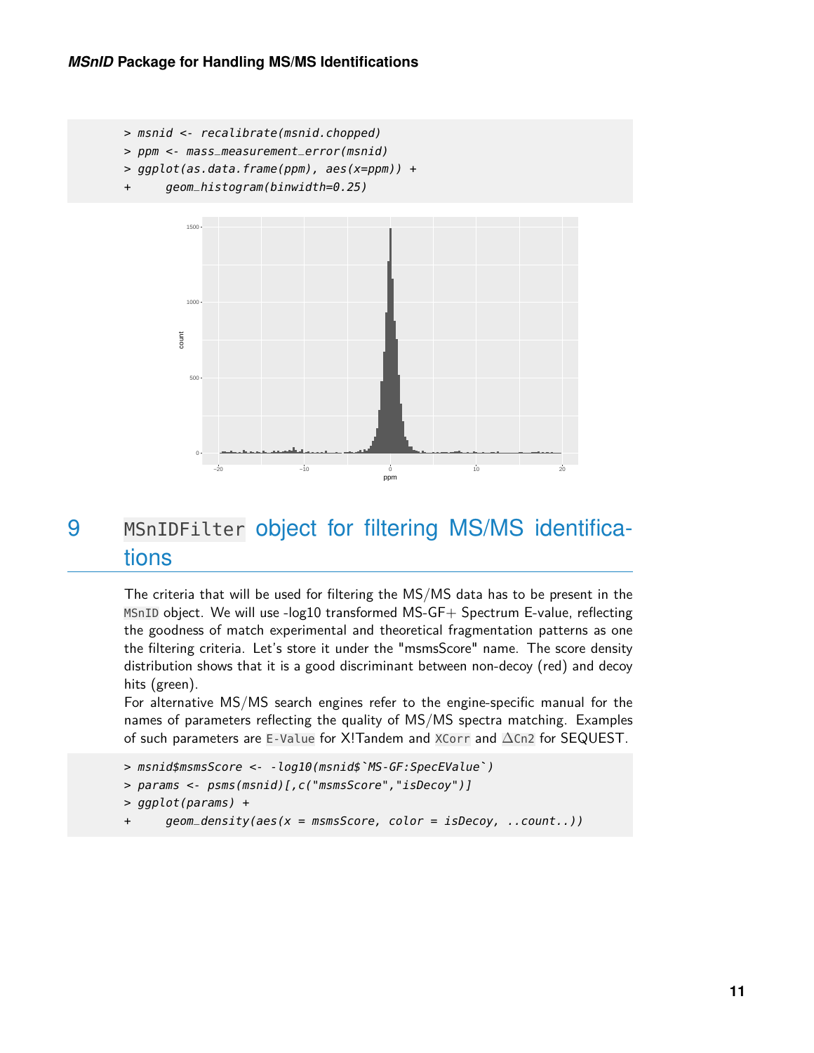```
> msnid <- recalibrate(msnid.chopped)
> ppm <- mass_measurement_error(msnid)
> ggplot(as.data.frame(ppm), aes(x=ppm)) +
+     geom_histogram(binwidth=0.25)
```

## 9 MSnIDFilter object for filtering MS/MS identifications

The criteria that will be used for filtering the MS/MS data has to be present in the MSnID object. We will use -log10 transformed MS-GF+ Spectrum E-value, reflecting the goodness of match experimental and theoretical fragmentation patterns as one the filtering criteria. Let's store it under the "msmsScore" name. The score density distribution shows that it is a good discriminant between non-decoy (red) and decoy hits (green).

For alternative MS/MS search engines refer to the engine-specific manual for the names of parameters reflecting the quality of MS/MS spectra matching. Examples of such parameters are E-Value for X!Tandem and XCorr and △Cn2 for SEQUEST.

```
> msnid$msmsScore <- -log10(msnid$`MS-GF:SpecEValue`)
> params <- psms(msnid)[,c("msmsScore","isDecoy")]
> ggplot(params) +
+     geom_density(aes(x = msmsScore, color = isDecoy, ..count..))
```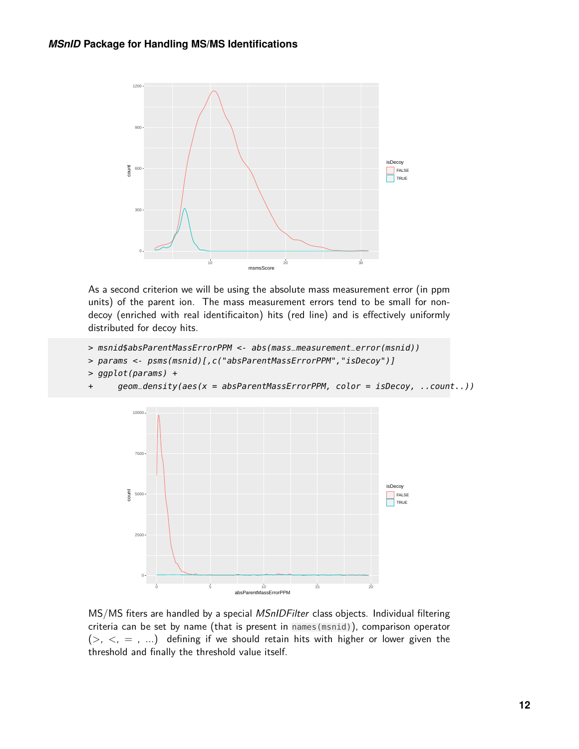As a second criterion we will be using the absolute mass measurement error (in ppm units) of the parent ion. The mass measurement errors tend to be small for non-decoy (enriched with real identificaiton) hits (red line) and is effectively uniformly distributed for decoy hits.

```
> msnid$absParentMassErrorPPM <- abs(mass_measurement_error(msnid))
> params <- psms(msnid)[,c("absParentMassErrorPPM","isDecoy")]
> ggplot(params) +
+     geom_density(aes(x = absParentMassErrorPPM, color = isDecoy, ..count..))
```

MS/MS fiters are handled by a special *MSnIDFilter* class objects. Individual filtering criteria can be set by name (that is present in `names(msnid)`), comparison operator ($>$, $<$, $=$ , ...) defining if we should retain hits with higher or lower given the threshold and finally the threshold value itself.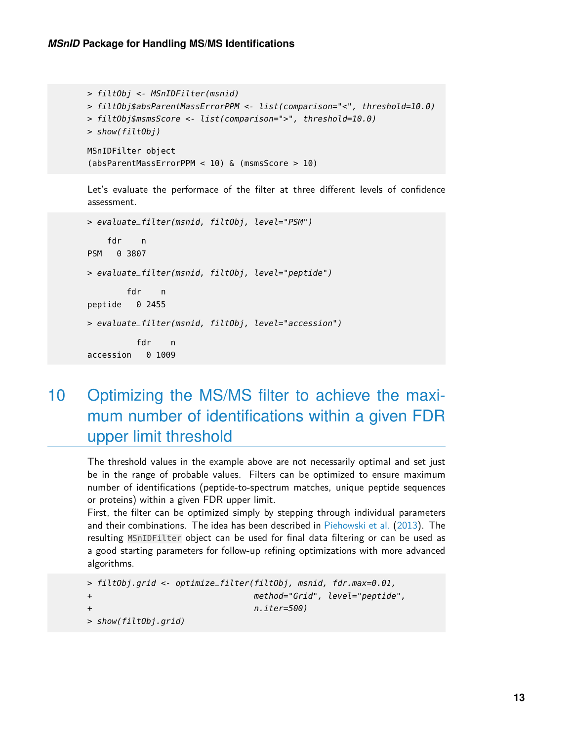```
> filtObj <- MSnIDFilter(msnid)
> filtObj$absParentMassErrorPPM <- list(comparison="<", threshold=10.0)
> filtObj$msmsScore <- list(comparison=">", threshold=10.0)
> show(filtObj)

MSnIDFilter object
(absParentMassErrorPPM < 10) & (msmsScore > 10)
```

Let's evaluate the performace of the filter at three different levels of confidence assessment.

```
> evaluate_filter(msnid, filtObj, level="PSM")

    fdr    n
PSM   0 3807

> evaluate_filter(msnid, filtObj, level="peptide")

        fdr    n
peptide   0 2455

> evaluate_filter(msnid, filtObj, level="accession")

          fdr    n
accession   0 1009
```

# 10 Optimizing the MS/MS filter to achieve the maximum number of identifications within a given FDR upper limit threshold

The threshold values in the example above are not necessarily optimal and set just be in the range of probable values. Filters can be optimized to ensure maximum number of identifications (peptide-to-spectrum matches, unique peptide sequences or proteins) within a given FDR upper limit.

First, the filter can be optimized simply by stepping through individual parameters and their combinations. The idea has been described in Piehowski et al. (2013). The resulting `MSnIDFilter` object can be used for final data filtering or can be used as a good starting parameters for follow-up refining optimizations with more advanced algorithms.

```
> filtObj.grid <- optimize_filter(filtObj, msnid, fdr.max=0.01,
+                                 method="Grid", level="peptide",
+                                 n.iter=500)
> show(filtObj.grid)
```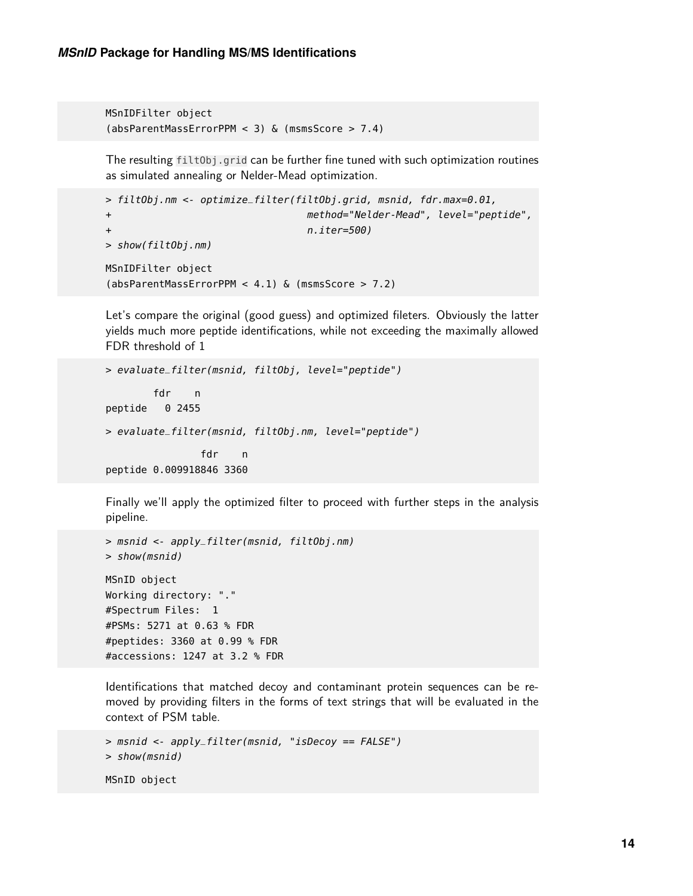```
MSnIDFilter object
(absParentMassErrorPPM < 3) & (msmsScore > 7.4)
```

The resulting `filtObj.grid` can be further fine tuned with such optimization routines as simulated annealing or Nelder-Mead optimization.

```
> filtObj.nm <- optimize_filter(filtObj.grid, msnid, fdr.max=0.01,
+                               method="Nelder-Mead", level="peptide",
+                               n.iter=500)
> show(filtObj.nm)

MSnIDFilter object
(absParentMassErrorPPM < 4.1) & (msmsScore > 7.2)
```

Let's compare the original (good guess) and optimized fileters. Obviously the latter yields much more peptide identifications, while not exceeding the maximally allowed FDR threshold of 1

```
> evaluate_filter(msnid, filtObj, level="peptide")

        fdr    n
peptide   0 2455

> evaluate_filter(msnid, filtObj.nm, level="peptide")

                fdr    n
peptide 0.009918846 3360
```

Finally we'll apply the optimized filter to proceed with further steps in the analysis pipeline.

```
> msnid <- apply_filter(msnid, filtObj.nm)
> show(msnid)

MSnID object
Working directory: "."
#Spectrum Files:  1
#PSMs: 5271 at 0.63 % FDR
#peptides: 3360 at 0.99 % FDR
#accessions: 1247 at 3.2 % FDR
```

Identifications that matched decoy and contaminant protein sequences can be removed by providing filters in the forms of text strings that will be evaluated in the context of PSM table.

```
> msnid <- apply_filter(msnid, "isDecoy == FALSE")
> show(msnid)

MSnID object
```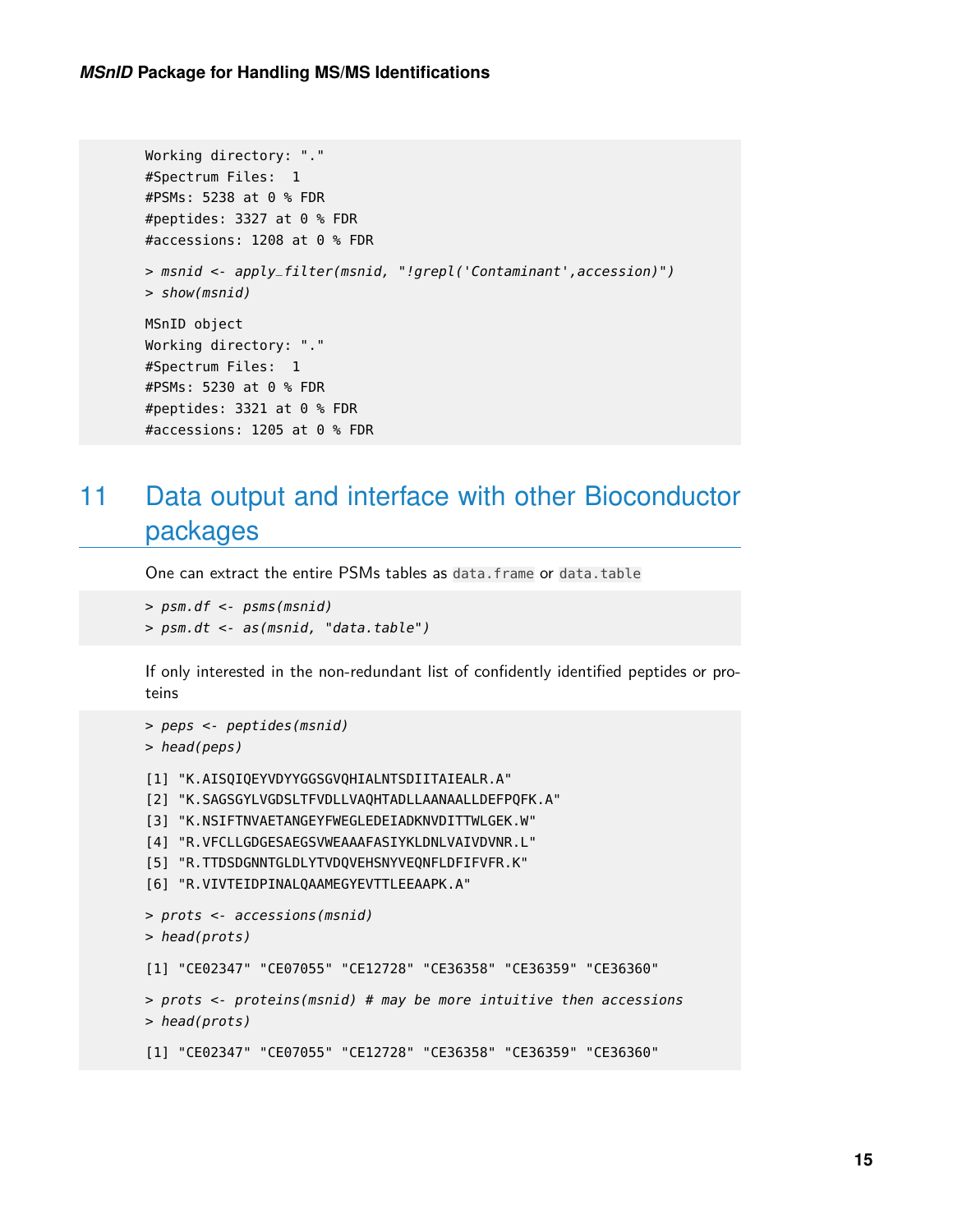```
Working directory: "."
#Spectrum Files:  1
#PSMs: 5238 at 0 % FDR
#peptides: 3327 at 0 % FDR
#accessions: 1208 at 0 % FDR
```

```
> msnid <- apply_filter(msnid, "!grepl('Contaminant',accession)")
> show(msnid)
```

```
MSnID object
Working directory: "."
#Spectrum Files:  1
#PSMs: 5230 at 0 % FDR
#peptides: 3321 at 0 % FDR
#accessions: 1205 at 0 % FDR
```

# 11 Data output and interface with other Bioconductor packages

One can extract the entire PSMs tables as `data.frame` or `data.table`

```
> psm.df <- psms(msnid)
> psm.dt <- as(msnid, "data.table")
```

If only interested in the non-redundant list of confidently identified peptides or proteins

```
> peps <- peptides(msnid)
> head(peps)
```

```
[1] "K.AISQIQEYVDYYGGSGVQHIALNTSDIITAIEALR.A"
[2] "K.SAGSGYLVGDSLTFVDLLVAQHTADLLAANAALLDEFPQFK.A"
[3] "K.NSIFTNVAETANGEYFWEGLEDEIADKNVDITTWLGEK.W"
[4] "R.VFCLLGDGESAEGSVWEAAAFASIYKLDNLVAIVDVNR.L"
[5] "R.TTDSDGNNTGLDLYTVDQVEHSNYVEQNFLDFIFVFR.K"
[6] "R.VIVTEIDPINALQAAMEGYEVTTLEEAAPK.A"
```

```
> prots <- accessions(msnid)
> head(prots)
```

```
[1] "CE02347" "CE07055" "CE12728" "CE36358" "CE36359" "CE36360"
```

```
> prots <- proteins(msnid) # may be more intuitive then accessions
> head(prots)
```

```
[1] "CE02347" "CE07055" "CE12728" "CE36358" "CE36359" "CE36360"
```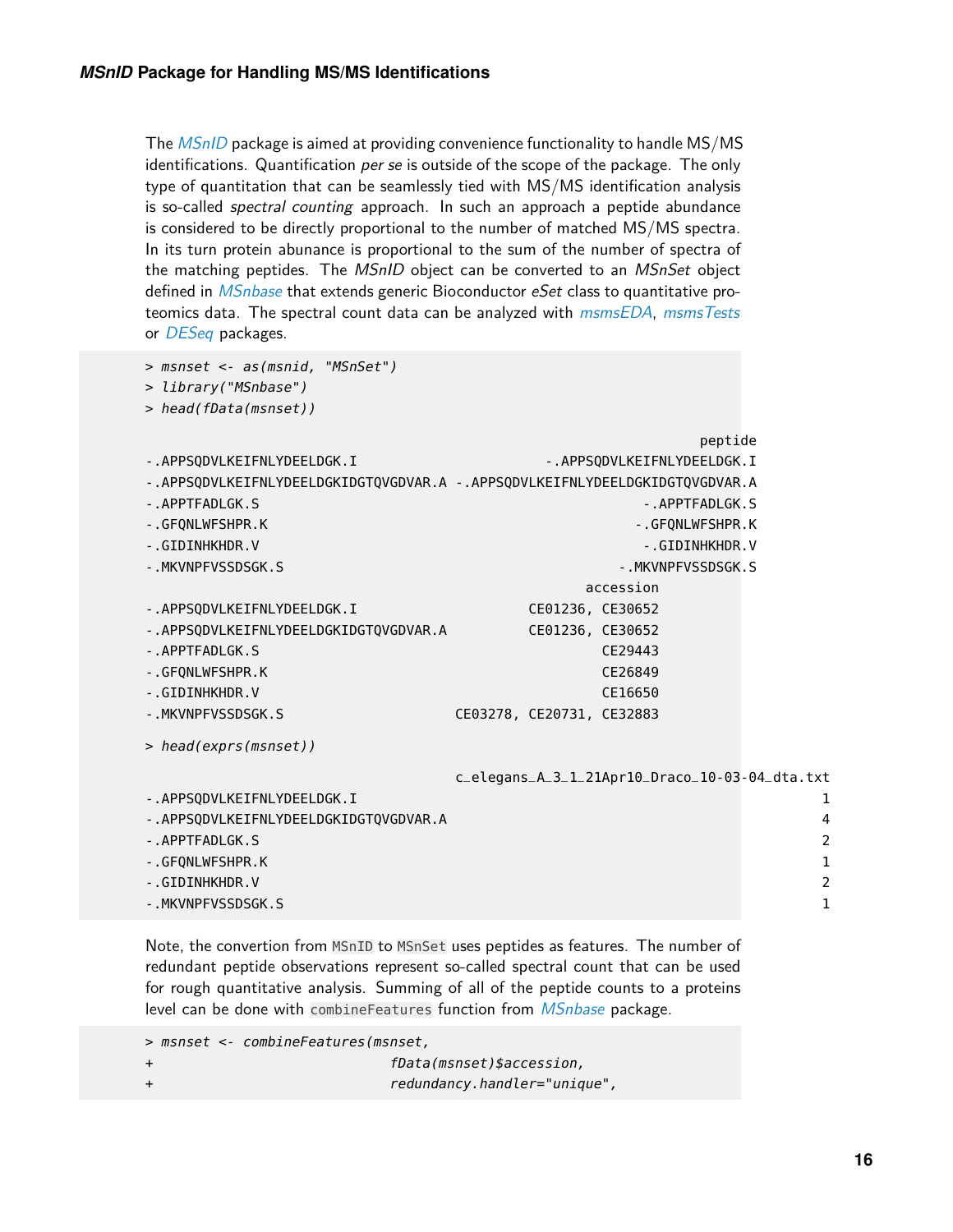The *MSnID* package is aimed at providing convenience functionality to handle MS/MS identifications. Quantification *per se* is outside of the scope of the package. The only type of quantitation that can be seamlessly tied with MS/MS identification analysis is so-called *spectral counting* approach. In such an approach a peptide abundance is considered to be directly proportional to the number of matched MS/MS spectra. In its turn protein abunance is proportional to the sum of the number of spectra of the matching peptides. The *MSnID* object can be converted to an *MSnSet* object defined in *MSnbase* that extends generic Bioconductor *eSet* class to quantitative proteomics data. The spectral count data can be analyzed with *msmsEDA*, *msmsTests* or *DESeq* packages.

```
> msnset <- as(msnid, "MSnSet")
> library("MSnbase")
> head(fData(msnset))

                                                                                 peptide
-.APPSQDVLKEIFNLYDEELDGK.I                             -.APPSQDVLKEIFNLYDEELDGK.I
-.APPSQDVLKEIFNLYDEELDGKIDGTQVGDVAR.A -.APPSQDVLKEIFNLYDEELDGKIDGTQVGDVAR.A
-.APPTFADLGK.S                                                     -.APPTFADLGK.S
-.GFQNLWFSHPR.K                                                   -.GFQNLWFSHPR.K
-.GIDINHKHDR.V                                                     -.GIDINHKHDR.V
-.MKVNPFVSSDSGK.S                                               -.MKVNPFVSSDSGK.S
                                                    accession
-.APPSQDVLKEIFNLYDEELDGK.I                   CE01236, CE30652
-.APPSQDVLKEIFNLYDEELDGKIDGTQVGDVAR.A        CE01236, CE30652
-.APPTFADLGK.S                                        CE29443
-.GFQNLWFSHPR.K                                       CE26849
-.GIDINHKHDR.V                                        CE16650
-.MKVNPFVSSDSGK.S                   CE03278, CE20731, CE32883

> head(exprs(msnset))

                                     c_elegans_A_3_1_21Apr10_Draco_10-03-04_dta.txt
-.APPSQDVLKEIFNLYDEELDGK.I                                                        1
-.APPSQDVLKEIFNLYDEELDGKIDGTQVGDVAR.A                                             4
-.APPTFADLGK.S                                                                    2
-.GFQNLWFSHPR.K                                                                   1
-.GIDINHKHDR.V                                                                    2
-.MKVNPFVSSDSGK.S                                                                 1
```

Note, the convertion from `MSnID` to `MSnSet` uses peptides as features. The number of redundant peptide observations represent so-called spectral count that can be used for rough quantitative analysis. Summing of all of the peptide counts to a proteins level can be done with `combineFeatures` function from *MSnbase* package.

```
> msnset <- combineFeatures(msnset,
+                              fData(msnset)$accession,
+                              redundancy.handler="unique",
```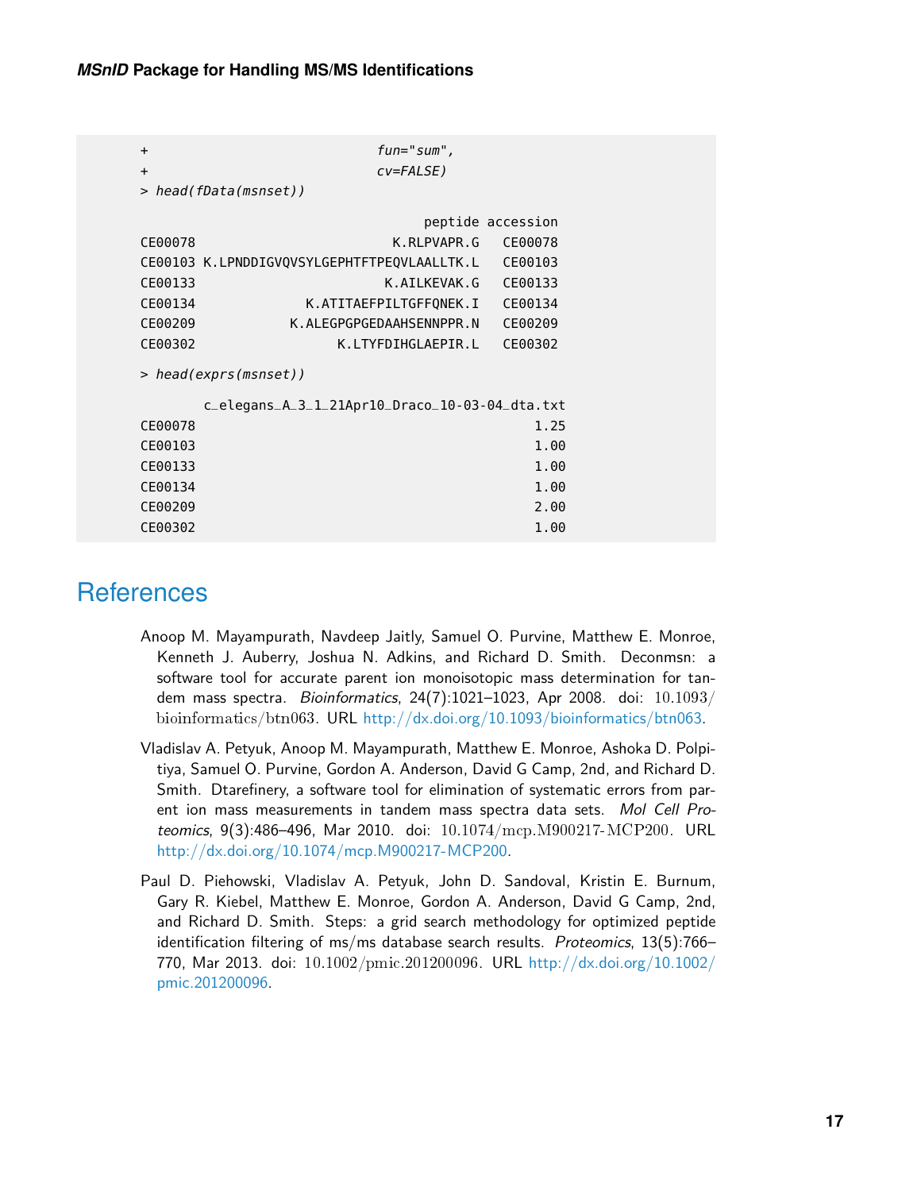```
+                             fun="sum",
+                             cv=FALSE)
> head(fData(msnset))

                                         peptide accession
CE00078                              K.RLPVAPR.G   CE00078
CE00103 K.LPNDDIGVQVSYLGEPHTFTPEQVLAALLTK.L   CE00103
CE00133                             K.AILKEVAK.G   CE00133
CE00134                   K.ATITAEFPILTGFFQNEK.I   CE00134
CE00209                 K.ALEGPGPGEDAAHSENNPPR.N   CE00209
CE00302                       K.LTYFDIHGLAEPIR.L   CE00302

> head(exprs(msnset))

        c_elegans_A_3_1_21Apr10_Draco_10-03-04_dta.txt
CE00078                                           1.25
CE00103                                           1.00
CE00133                                           1.00
CE00134                                           1.00
CE00209                                           2.00
CE00302                                           1.00
```

# References

Anoop M. Mayampurath, Navdeep Jaitly, Samuel O. Purvine, Matthew E. Monroe, Kenneth J. Auberry, Joshua N. Adkins, and Richard D. Smith. Deconmsn: a software tool for accurate parent ion monoisotopic mass determination for tandem mass spectra. *Bioinformatics*, 24(7):1021–1023, Apr 2008. doi: 10.1093/bioinformatics/btn063. URL http://dx.doi.org/10.1093/bioinformatics/btn063.

Vladislav A. Petyuk, Anoop M. Mayampurath, Matthew E. Monroe, Ashoka D. Polpitiya, Samuel O. Purvine, Gordon A. Anderson, David G Camp, 2nd, and Richard D. Smith. Dtarefinery, a software tool for elimination of systematic errors from parent ion mass measurements in tandem mass spectra data sets. *Mol Cell Proteomics*, 9(3):486–496, Mar 2010. doi: 10.1074/mcp.M900217-MCP200. URL http://dx.doi.org/10.1074/mcp.M900217-MCP200.

Paul D. Piehowski, Vladislav A. Petyuk, John D. Sandoval, Kristin E. Burnum, Gary R. Kiebel, Matthew E. Monroe, Gordon A. Anderson, David G Camp, 2nd, and Richard D. Smith. Steps: a grid search methodology for optimized peptide identification filtering of ms/ms database search results. *Proteomics*, 13(5):766–770, Mar 2013. doi: 10.1002/pmic.201200096. URL http://dx.doi.org/10.1002/pmic.201200096.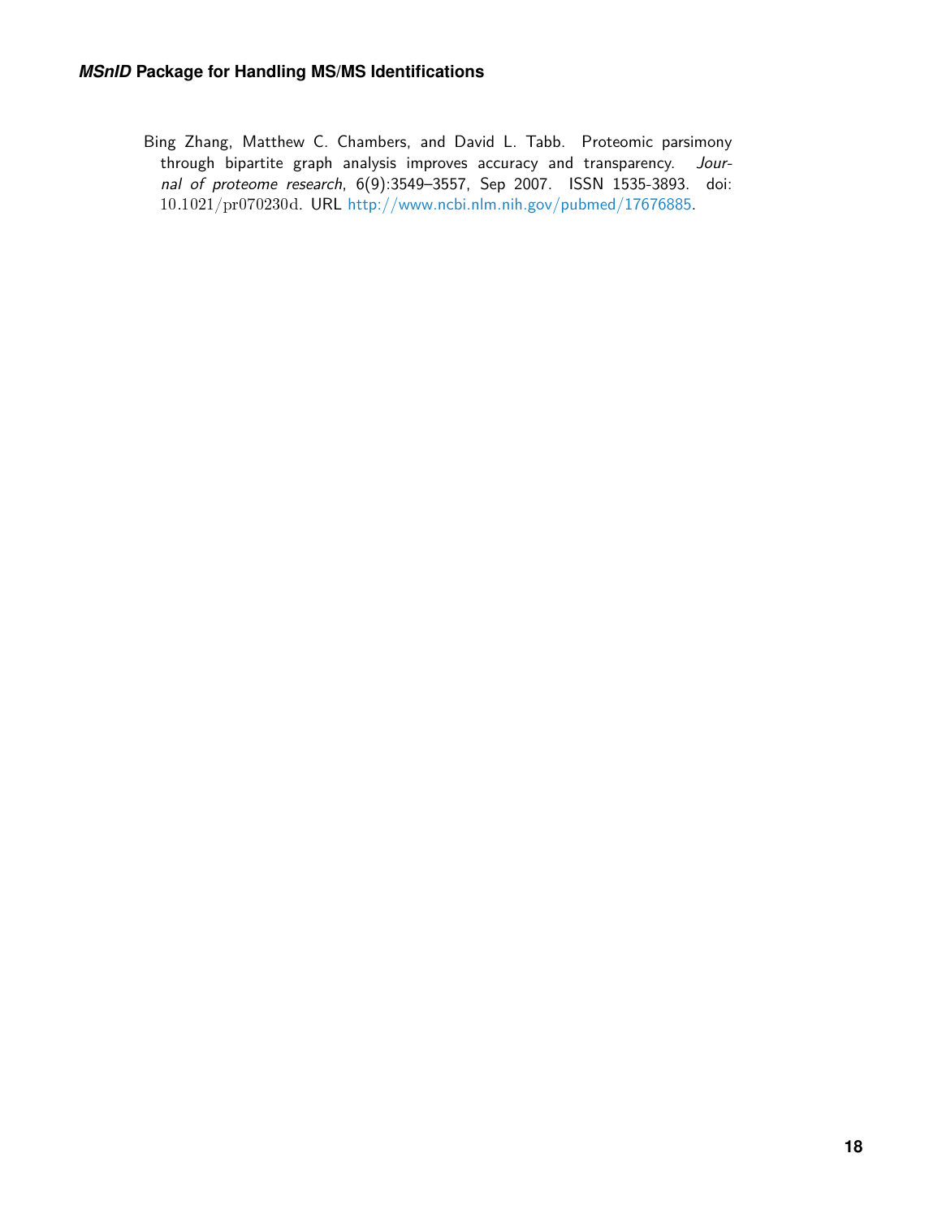Bing Zhang, Matthew C. Chambers, and David L. Tabb. Proteomic parsimony through bipartite graph analysis improves accuracy and transparency. *Journal of proteome research*, 6(9):3549–3557, Sep 2007. ISSN 1535-3893. doi: 10.1021/pr070230d. URL http://www.ncbi.nlm.nih.gov/pubmed/17676885.